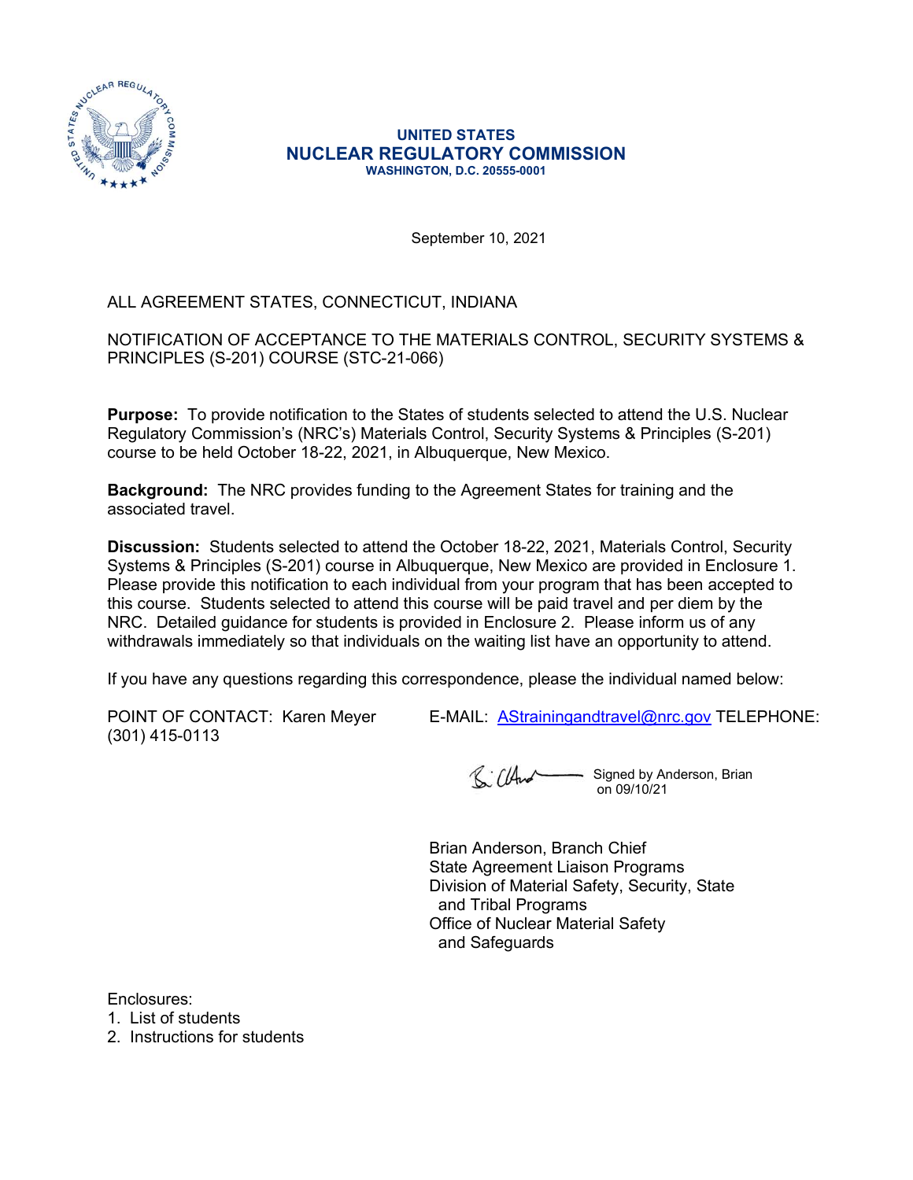**UNITED STATES**
**NUCLEAR REGULATORY COMMISSION**
**WASHINGTON, D.C. 20555-0001**

September 10, 2021

ALL AGREEMENT STATES, CONNECTICUT, INDIANA

NOTIFICATION OF ACCEPTANCE TO THE MATERIALS CONTROL, SECURITY SYSTEMS & PRINCIPLES (S-201) COURSE (STC-21-066)

**Purpose:** To provide notification to the States of students selected to attend the U.S. Nuclear Regulatory Commission's (NRC's) Materials Control, Security Systems & Principles (S-201) course to be held October 18-22, 2021, in Albuquerque, New Mexico.

**Background:** The NRC provides funding to the Agreement States for training and the associated travel.

**Discussion:** Students selected to attend the October 18-22, 2021, Materials Control, Security Systems & Principles (S-201) course in Albuquerque, New Mexico are provided in Enclosure 1. Please provide this notification to each individual from your program that has been accepted to this course. Students selected to attend this course will be paid travel and per diem by the NRC. Detailed guidance for students is provided in Enclosure 2. Please inform us of any withdrawals immediately so that individuals on the waiting list have an opportunity to attend.

If you have any questions regarding this correspondence, please the individual named below:

POINT OF CONTACT: Karen Meyer E-MAIL: AStrainingandtravel@nrc.gov TELEPHONE: (301) 415-0113

Signed by Anderson, Brian on 09/10/21

Brian Anderson, Branch Chief
State Agreement Liaison Programs
Division of Material Safety, Security, State and Tribal Programs
Office of Nuclear Material Safety and Safeguards

Enclosures:
1. List of students
2. Instructions for students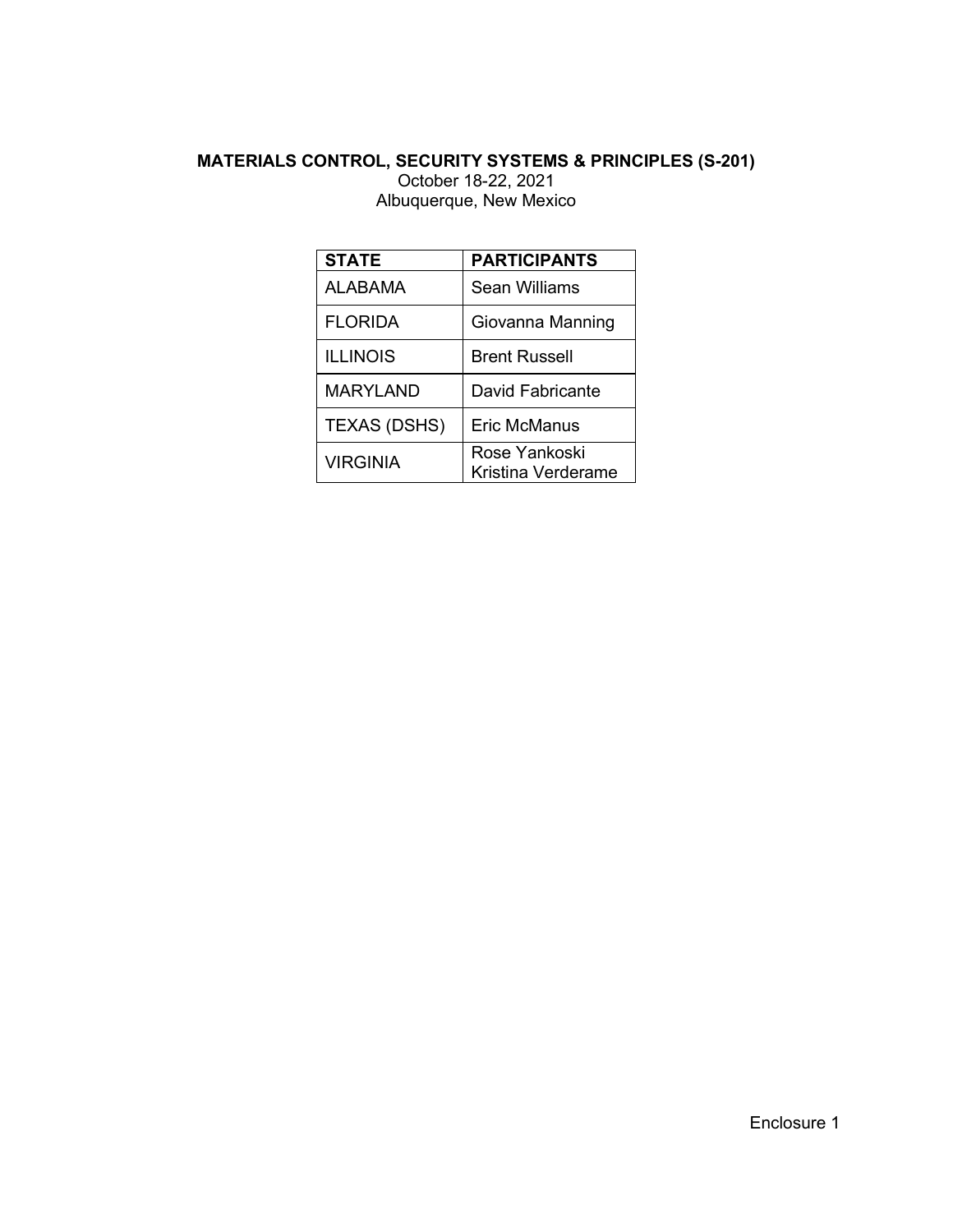**MATERIALS CONTROL, SECURITY SYSTEMS & PRINCIPLES (S-201)**

October 18-22, 2021

Albuquerque, New Mexico

| **STATE** | **PARTICIPANTS** |
|---|---|
| ALABAMA | Sean Williams |
| FLORIDA | Giovanna Manning |
| ILLINOIS | Brent Russell |
| MARYLAND | David Fabricante |
| TEXAS (DSHS) | Eric McManus |
| VIRGINIA | Rose Yankoski<br>Kristina Verderame |

Enclosure 1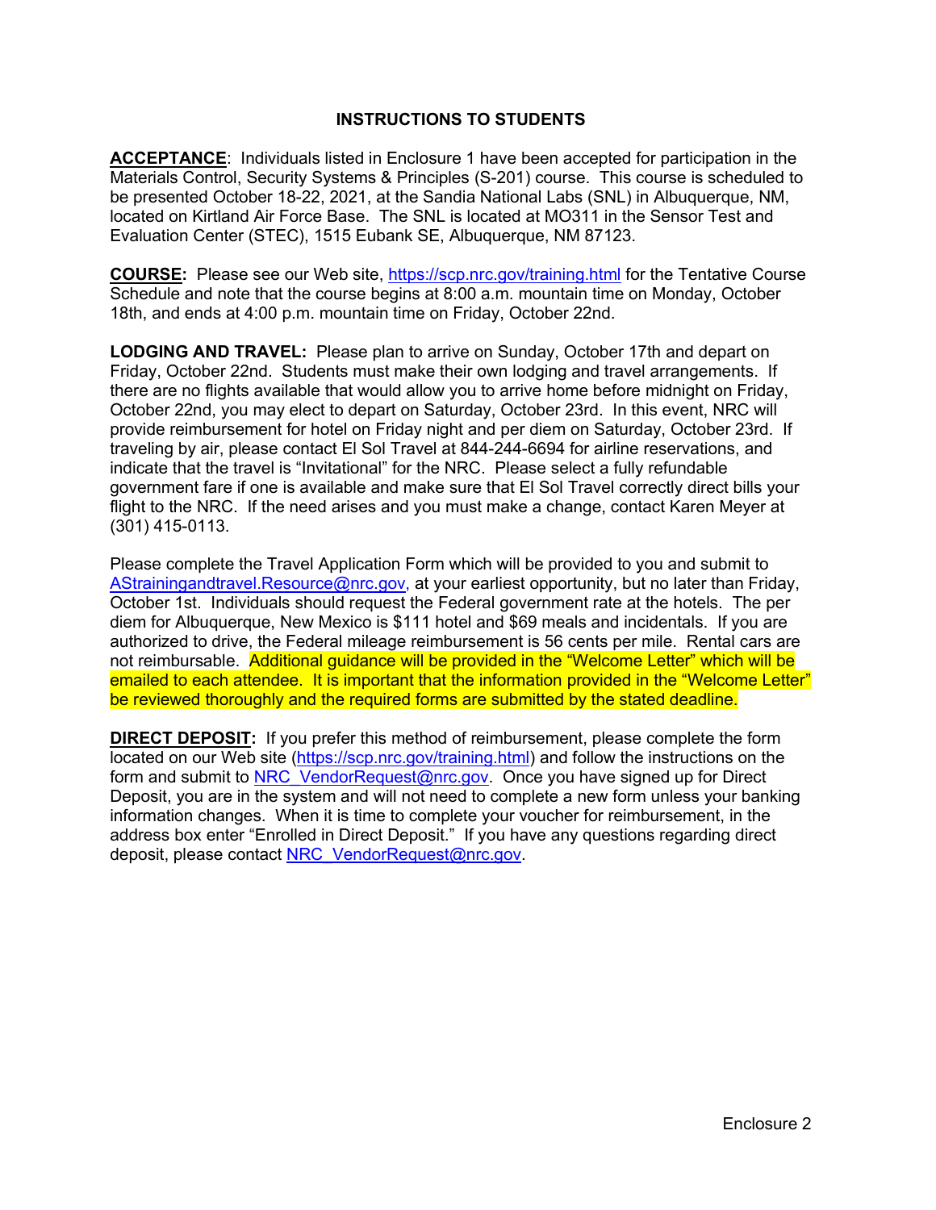## INSTRUCTIONS TO STUDENTS

**ACCEPTANCE**: Individuals listed in Enclosure 1 have been accepted for participation in the Materials Control, Security Systems & Principles (S-201) course. This course is scheduled to be presented October 18-22, 2021, at the Sandia National Labs (SNL) in Albuquerque, NM, located on Kirtland Air Force Base. The SNL is located at MO311 in the Sensor Test and Evaluation Center (STEC), 1515 Eubank SE, Albuquerque, NM 87123.

**COURSE:** Please see our Web site, https://scp.nrc.gov/training.html for the Tentative Course Schedule and note that the course begins at 8:00 a.m. mountain time on Monday, October 18th, and ends at 4:00 p.m. mountain time on Friday, October 22nd.

**LODGING AND TRAVEL:** Please plan to arrive on Sunday, October 17th and depart on Friday, October 22nd. Students must make their own lodging and travel arrangements. If there are no flights available that would allow you to arrive home before midnight on Friday, October 22nd, you may elect to depart on Saturday, October 23rd. In this event, NRC will provide reimbursement for hotel on Friday night and per diem on Saturday, October 23rd. If traveling by air, please contact El Sol Travel at 844-244-6694 for airline reservations, and indicate that the travel is "Invitational" for the NRC. Please select a fully refundable government fare if one is available and make sure that El Sol Travel correctly direct bills your flight to the NRC. If the need arises and you must make a change, contact Karen Meyer at (301) 415-0113.

Please complete the Travel Application Form which will be provided to you and submit to AStrainingandtravel.Resource@nrc.gov, at your earliest opportunity, but no later than Friday, October 1st. Individuals should request the Federal government rate at the hotels. The per diem for Albuquerque, New Mexico is $111 hotel and $69 meals and incidentals. If you are authorized to drive, the Federal mileage reimbursement is 56 cents per mile. Rental cars are not reimbursable. Additional guidance will be provided in the "Welcome Letter" which will be emailed to each attendee. It is important that the information provided in the "Welcome Letter" be reviewed thoroughly and the required forms are submitted by the stated deadline.

**DIRECT DEPOSIT:** If you prefer this method of reimbursement, please complete the form located on our Web site (https://scp.nrc.gov/training.html) and follow the instructions on the form and submit to NRC_VendorRequest@nrc.gov. Once you have signed up for Direct Deposit, you are in the system and will not need to complete a new form unless your banking information changes. When it is time to complete your voucher for reimbursement, in the address box enter "Enrolled in Direct Deposit." If you have any questions regarding direct deposit, please contact NRC_VendorRequest@nrc.gov.

Enclosure 2